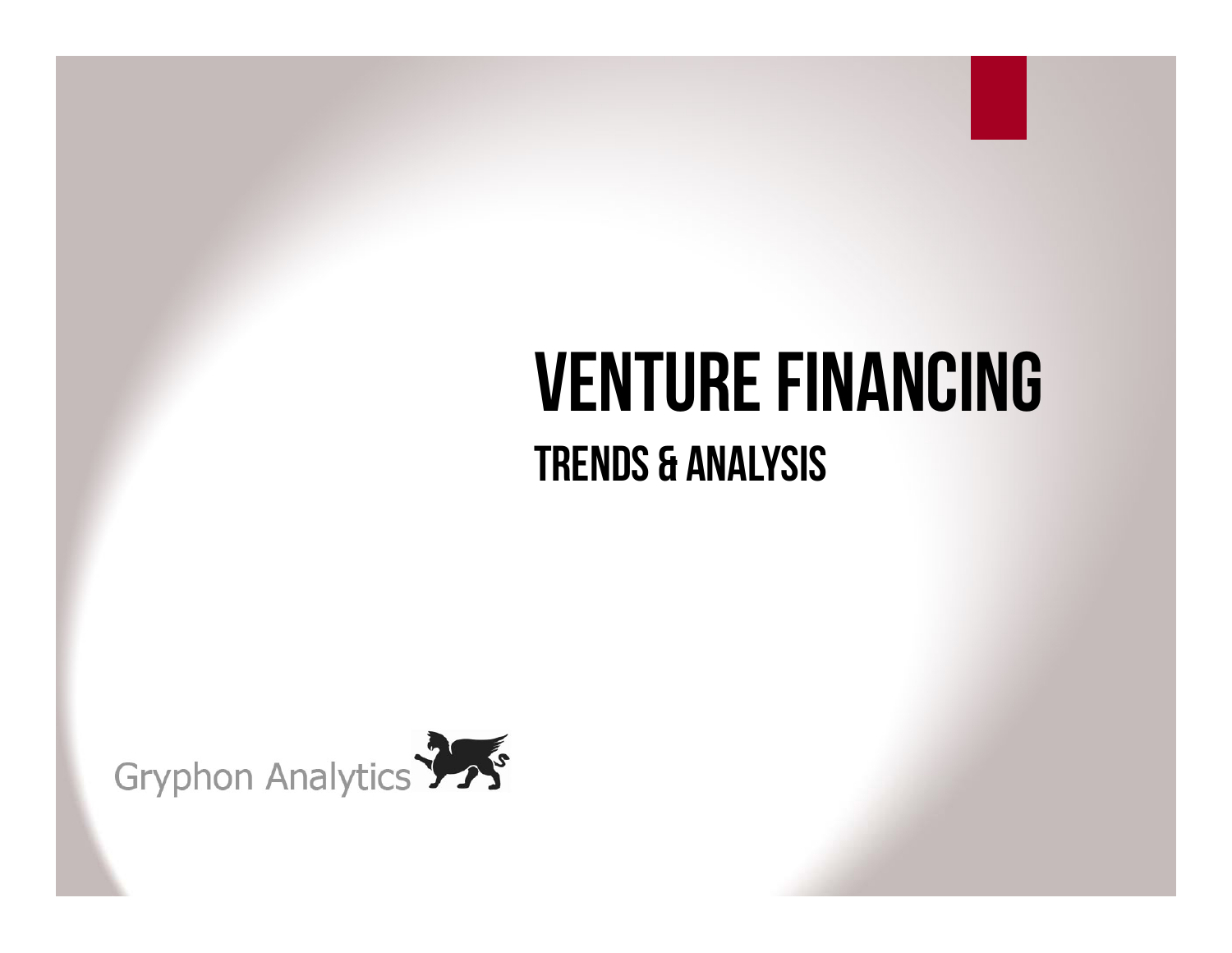# VENTURE FINANCING

## TRENDS & ANALYSIS

Gryphon Analytics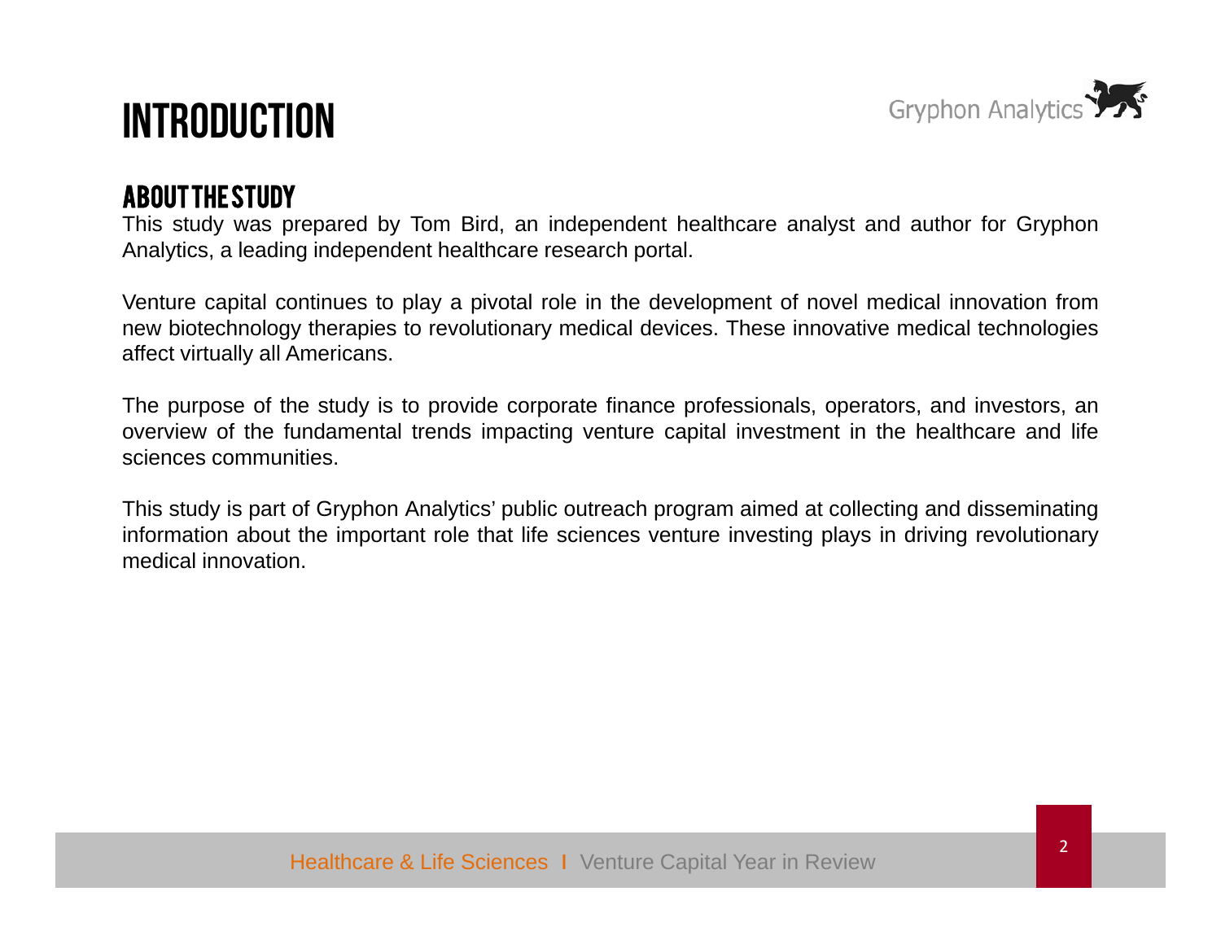# INTRODUCTION

## ABOUT THE STUDY

This study was prepared by Tom Bird, an independent healthcare analyst and author for Gryphon Analytics, a leading independent healthcare research portal.

Venture capital continues to play a pivotal role in the development of novel medical innovation from new biotechnology therapies to revolutionary medical devices. These innovative medical technologies affect virtually all Americans.

The purpose of the study is to provide corporate finance professionals, operators, and investors, an overview of the fundamental trends impacting venture capital investment in the healthcare and life sciences communities.

This study is part of Gryphon Analytics' public outreach program aimed at collecting and disseminating information about the important role that life sciences venture investing plays in driving revolutionary medical innovation.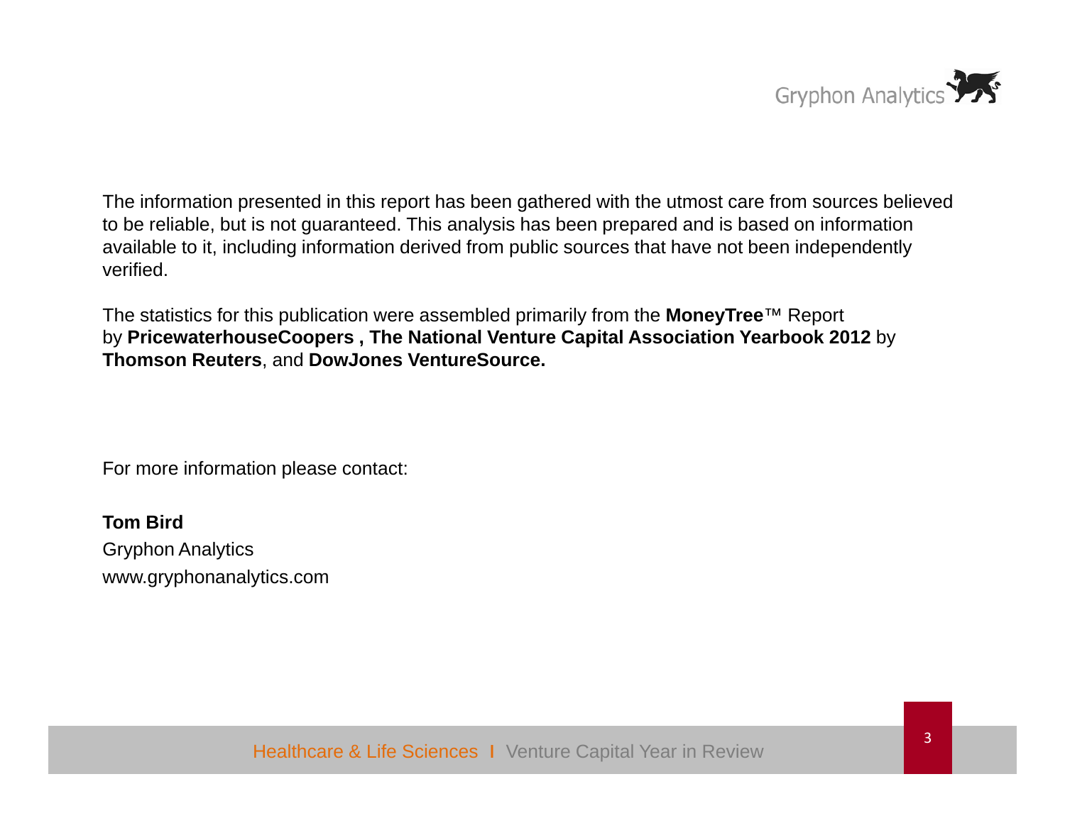The information presented in this report has been gathered with the utmost care from sources believed to be reliable, but is not guaranteed. This analysis has been prepared and is based on information available to it, including information derived from public sources that have not been independently verified.

The statistics for this publication were assembled primarily from the **MoneyTree**™ Report by **PricewaterhouseCoopers , The National Venture Capital Association Yearbook 2012** by **Thomson Reuters**, and **DowJones VentureSource.**

For more information please contact:

**Tom Bird**
Gryphon Analytics
www.gryphonanalytics.com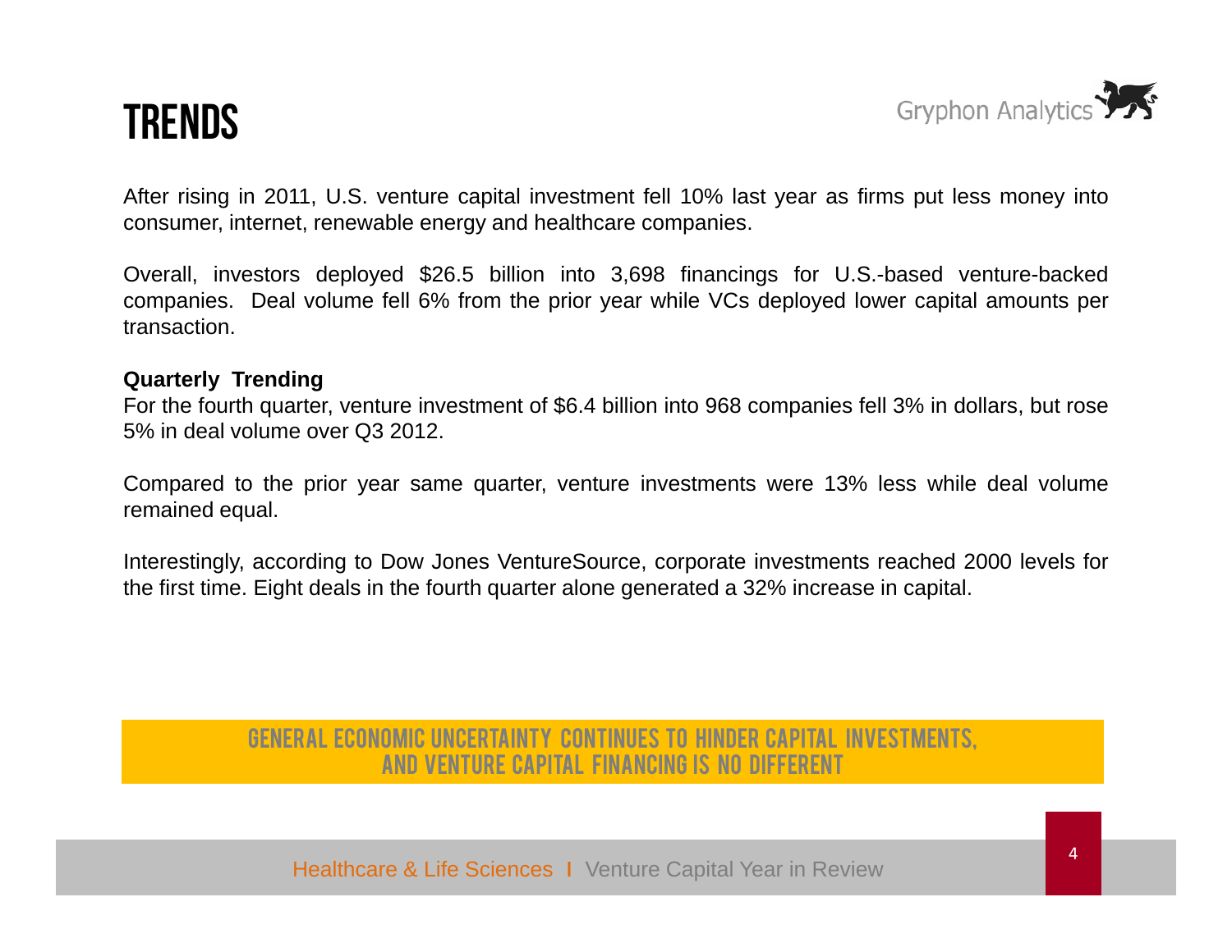# TRENDS

After rising in 2011, U.S. venture capital investment fell 10% last year as firms put less money into consumer, internet, renewable energy and healthcare companies.

Overall, investors deployed $26.5 billion into 3,698 financings for U.S.-based venture-backed companies. Deal volume fell 6% from the prior year while VCs deployed lower capital amounts per transaction.

**Quarterly Trending**

For the fourth quarter, venture investment of $6.4 billion into 968 companies fell 3% in dollars, but rose 5% in deal volume over Q3 2012.

Compared to the prior year same quarter, venture investments were 13% less while deal volume remained equal.

Interestingly, according to Dow Jones VentureSource, corporate investments reached 2000 levels for the first time. Eight deals in the fourth quarter alone generated a 32% increase in capital.

**GENERAL ECONOMIC UNCERTAINTY CONTINUES TO HINDER CAPITAL INVESTMENTS, AND VENTURE CAPITAL FINANCING IS NO DIFFERENT**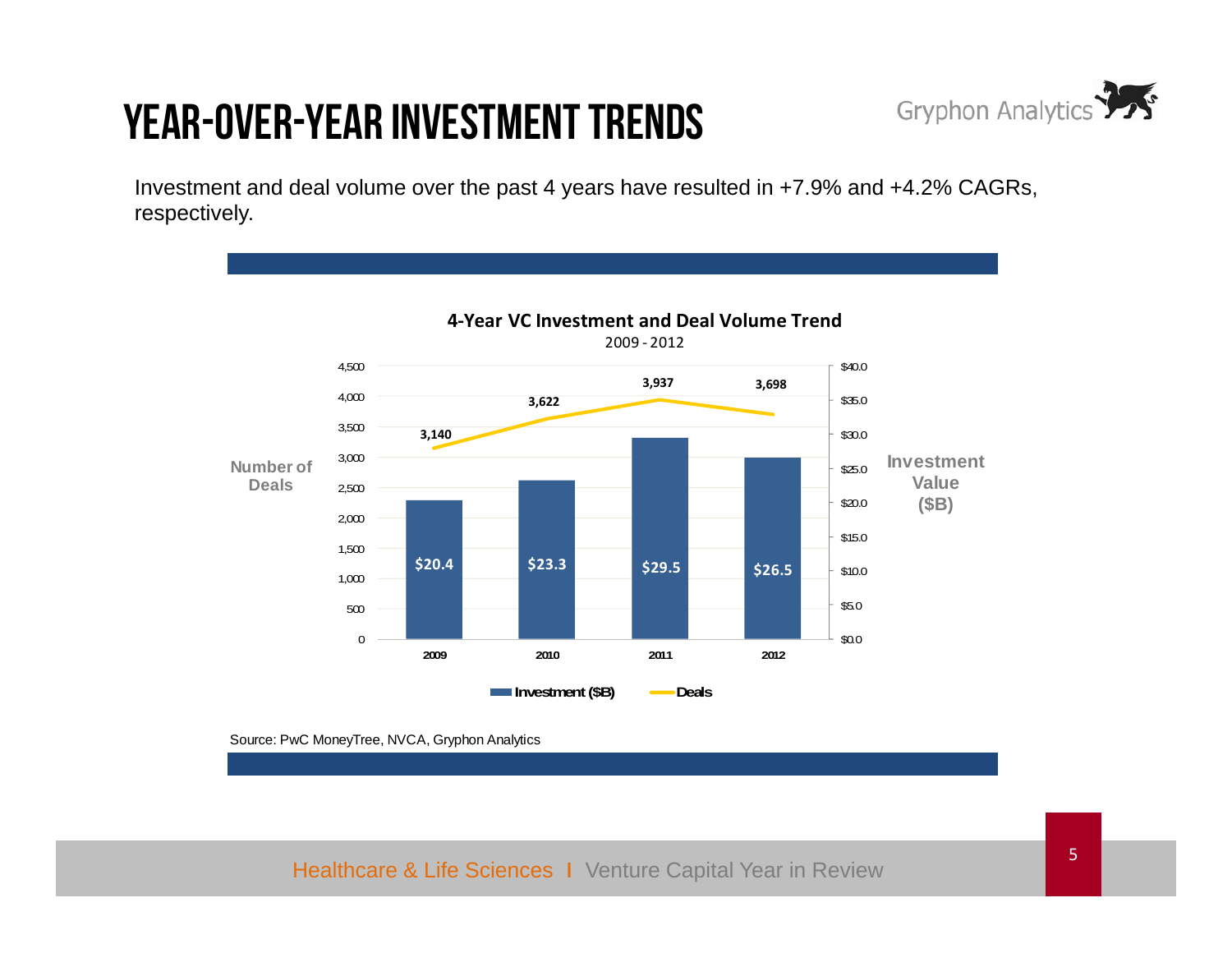# YEAR-OVER-YEAR INVESTMENT TRENDS

Investment and deal volume over the past 4 years have resulted in +7.9% and +4.2% CAGRs, respectively.

**4-Year VC Investment and Deal Volume Trend**

2009 - 2012

| Year | Investment ($B) | Deals |
| --- | --- | --- |
| 2009 | $20.4 | 3,140 |
| 2010 | $23.3 | 3,622 |
| 2011 | $29.5 | 3,937 |
| 2012 | $26.5 | 3,698 |

Source: PwC MoneyTree, NVCA, Gryphon Analytics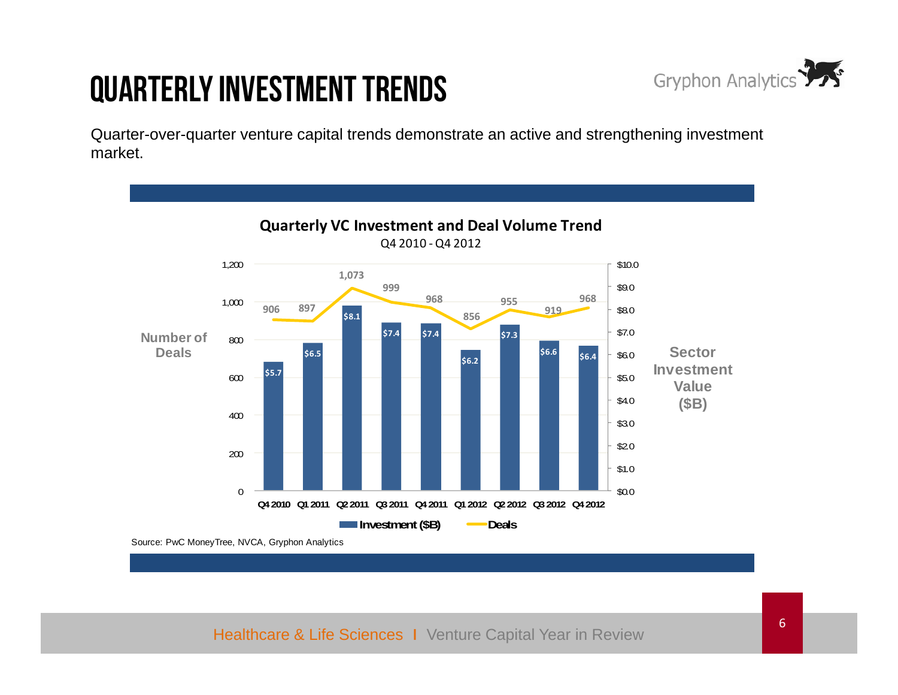# QUARTERLY INVESTMENT TRENDS

Quarter-over-quarter venture capital trends demonstrate an active and strengthening investment market.

**Quarterly VC Investment and Deal Volume Trend**

Q4 2010 - Q4 2012

| Quarter | Number of Deals | Sector Investment Value ($B) |
|---|---|---|
| Q4 2010 | 906 | $5.7 |
| Q1 2011 | 897 | $6.5 |
| Q2 2011 | 1,073 | $8.1 |
| Q3 2011 | 999 | $7.4 |
| Q4 2011 | 968 | $7.4 |
| Q1 2012 | 856 | $6.2 |
| Q2 2012 | 955 | $7.3 |
| Q3 2012 | 919 | $6.6 |
| Q4 2012 | 968 | $6.4 |

Source: PwC MoneyTree, NVCA, Gryphon Analytics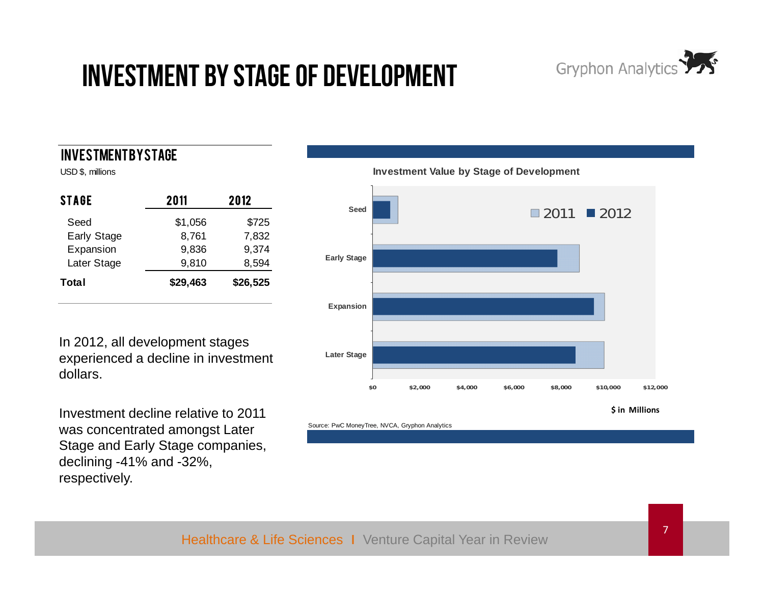# INVESTMENT BY STAGE OF DEVELOPMENT

## INVESTMENT BY STAGE

USD $, millions

| STAGE | 2011 | 2012 |
|---|---|---|
| Seed | $1,056 | $725 |
| Early Stage | 8,761 | 7,832 |
| Expansion | 9,836 | 9,374 |
| Later Stage | 9,810 | 8,594 |
| **Total** | **$29,463** | **$26,525** |

In 2012, all development stages experienced a decline in investment dollars.

Investment decline relative to 2011 was concentrated amongst Later Stage and Early Stage companies, declining -41% and -32%, respectively.

**Investment Value by Stage of Development**

| Stage | 2011 | 2012 |
|---|---|---|
| Seed | 1,056 | 725 |
| Early Stage | 8,761 | 7,832 |
| Expansion | 9,836 | 9,374 |
| Later Stage | 9,810 | 8,594 |

$ in Millions

Source: PwC MoneyTree, NVCA, Gryphon Analytics

Healthcare & Life Sciences I Venture Capital Year in Review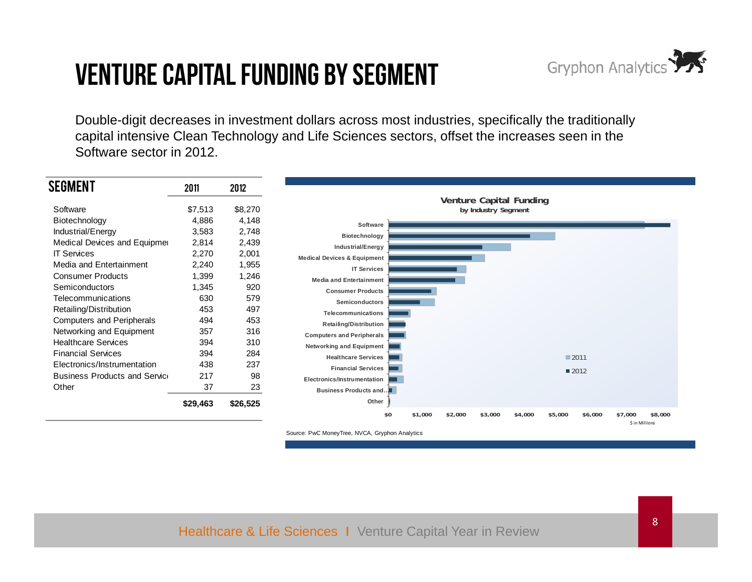# VENTURE CAPITAL FUNDING BY SEGMENT

Double-digit decreases in investment dollars across most industries, specifically the traditionally capital intensive Clean Technology and Life Sciences sectors, offset the increases seen in the Software sector in 2012.

| SEGMENT | 2011 | 2012 |
|---|---|---|
| Software | $7,513 | $8,270 |
| Biotechnology | 4,886 | 4,148 |
| Industrial/Energy | 3,583 | 2,748 |
| Medical Devices and Equipmen | 2,814 | 2,439 |
| IT Services | 2,270 | 2,001 |
| Media and Entertainment | 2,240 | 1,955 |
| Consumer Products | 1,399 | 1,246 |
| Semiconductors | 1,345 | 920 |
| Telecommunications | 630 | 579 |
| Retailing/Distribution | 453 | 497 |
| Computers and Peripherals | 494 | 453 |
| Networking and Equipment | 357 | 316 |
| Healthcare Services | 394 | 310 |
| Financial Services | 394 | 284 |
| Electronics/Instrumentation | 438 | 237 |
| Business Products and Servic | 217 | 98 |
| Other | 37 | 23 |
| | **$29,463** | **$26,525** |

**Venture Capital Funding**
**by Industry Segment**

Source: PwC MoneyTree, NVCA, Gryphon Analytics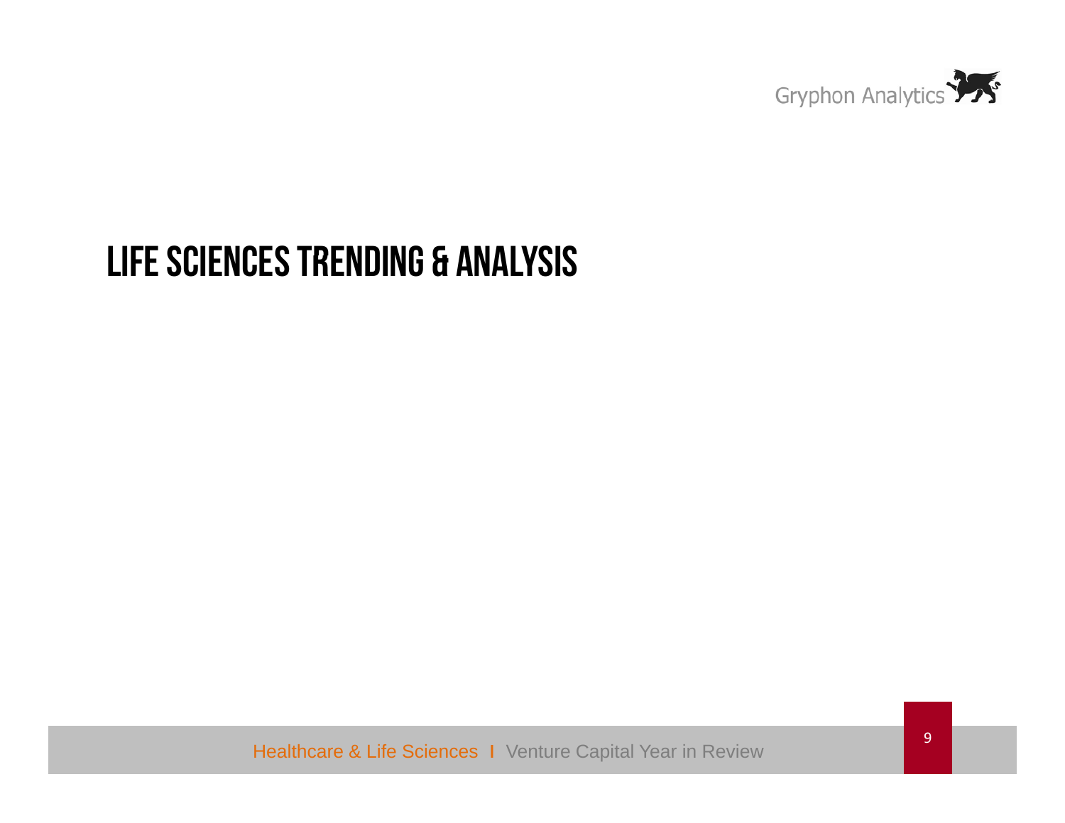# LIFE SCIENCES TRENDING & ANALYSIS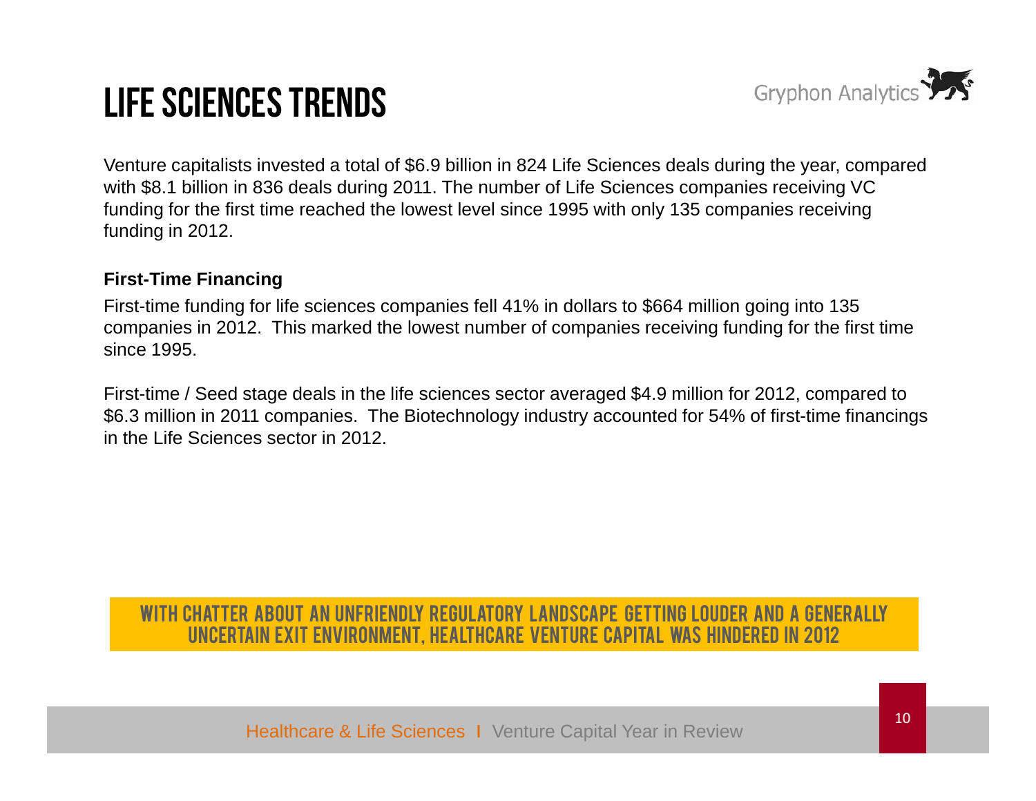# LIFE SCIENCES TRENDS

Venture capitalists invested a total of $6.9 billion in 824 Life Sciences deals during the year, compared with $8.1 billion in 836 deals during 2011. The number of Life Sciences companies receiving VC funding for the first time reached the lowest level since 1995 with only 135 companies receiving funding in 2012.

**First-Time Financing**

First-time funding for life sciences companies fell 41% in dollars to $664 million going into 135 companies in 2012. This marked the lowest number of companies receiving funding for the first time since 1995.

First-time / Seed stage deals in the life sciences sector averaged $4.9 million for 2012, compared to $6.3 million in 2011 companies. The Biotechnology industry accounted for 54% of first-time financings in the Life Sciences sector in 2012.

**WITH CHATTER ABOUT AN UNFRIENDLY REGULATORY LANDSCAPE GETTING LOUDER AND A GENERALLY UNCERTAIN EXIT ENVIRONMENT, HEALTHCARE VENTURE CAPITAL WAS HINDERED IN 2012**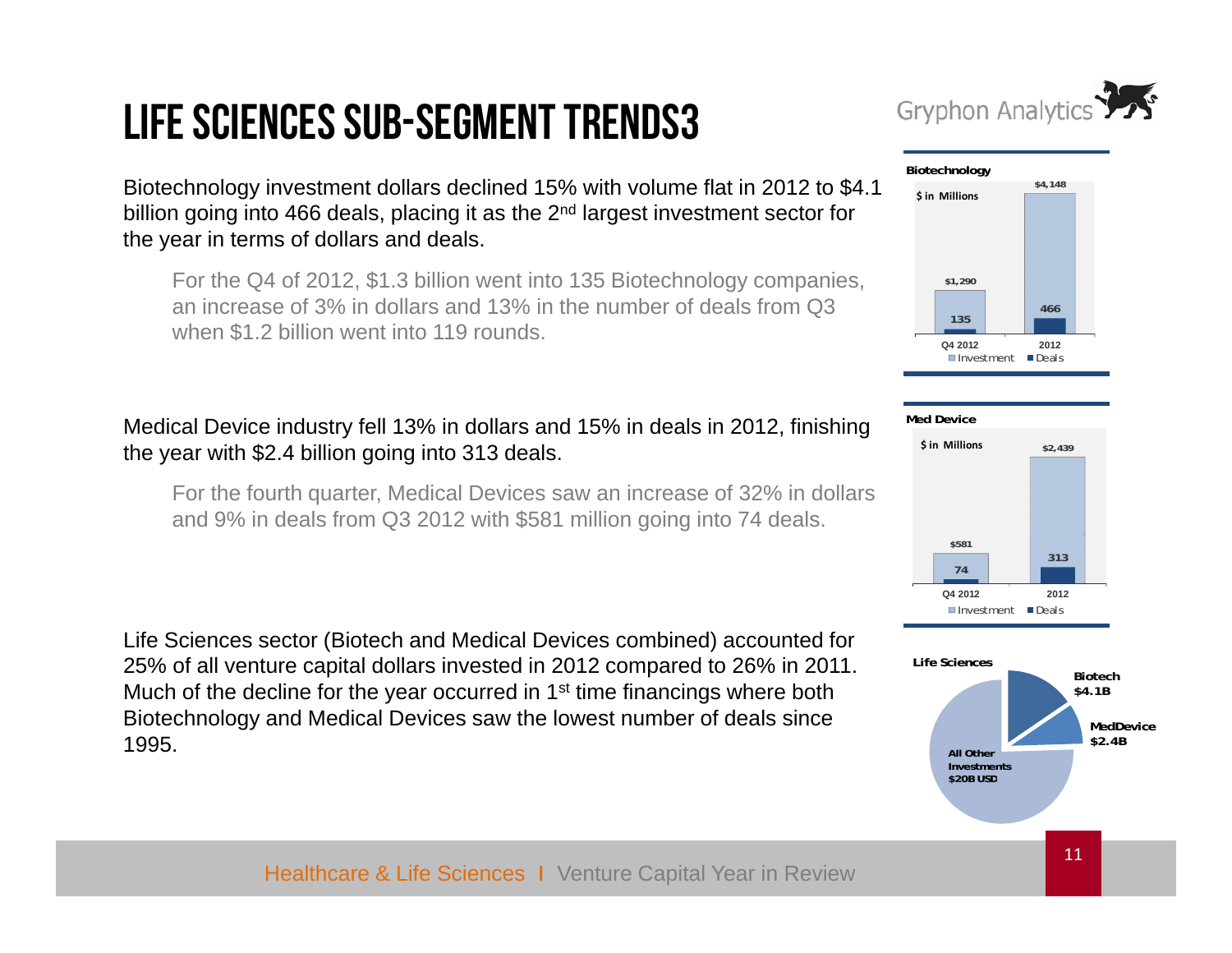# LIFE SCIENCES SUB-SEGMENT TRENDS3

Biotechnology investment dollars declined 15% with volume flat in 2012 to $4.1 billion going into 466 deals, placing it as the 2nd largest investment sector for the year in terms of dollars and deals.

For the Q4 of 2012, $1.3 billion went into 135 Biotechnology companies, an increase of 3% in dollars and 13% in the number of deals from Q3 when $1.2 billion went into 119 rounds.

**Biotechnology**

$ in Millions

| | Q4 2012 | 2012 |
|---|---|---|
| Investment | $1,290 | $4,148 |
| Deals | 135 | 466 |

Medical Device industry fell 13% in dollars and 15% in deals in 2012, finishing the year with $2.4 billion going into 313 deals.

For the fourth quarter, Medical Devices saw an increase of 32% in dollars and 9% in deals from Q3 2012 with $581 million going into 74 deals.

**Med Device**

$ in Millions

| | Q4 2012 | 2012 |
|---|---|---|
| Investment | $581 | $2,439 |
| Deals | 74 | 313 |

Life Sciences sector (Biotech and Medical Devices combined) accounted for 25% of all venture capital dollars invested in 2012 compared to 26% in 2011. Much of the decline for the year occurred in 1st time financings where both Biotechnology and Medical Devices saw the lowest number of deals since 1995.

**Life Sciences**

| Segment | Amount |
|---|---|
| Biotech | $4.1B |
| MedDevice | $2.4B |
| All Other Investments | $20B USD |

Healthcare & Life Sciences I Venture Capital Year in Review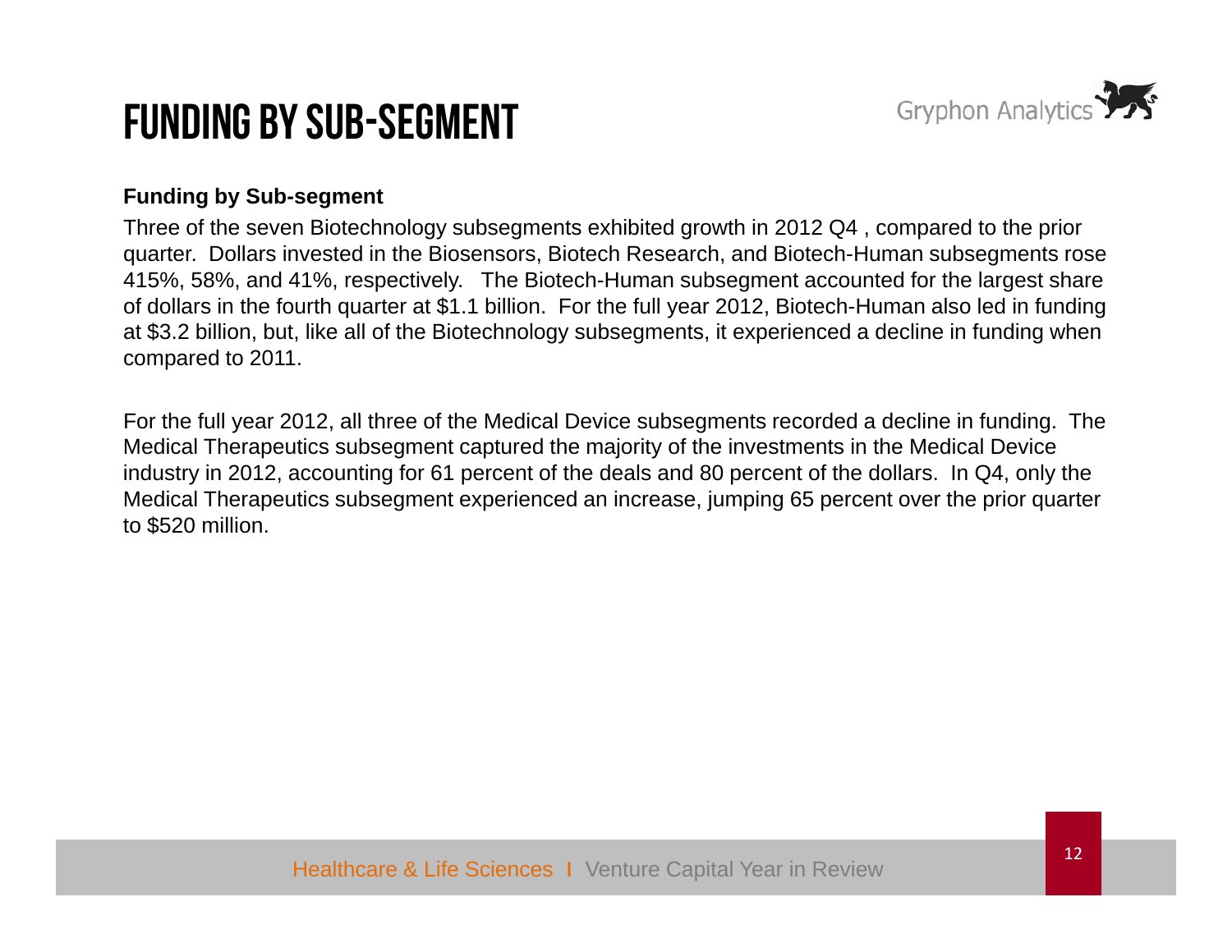# Funding by Sub-segment

**Funding by Sub-segment**

Three of the seven Biotechnology subsegments exhibited growth in 2012 Q4 , compared to the prior quarter. Dollars invested in the Biosensors, Biotech Research, and Biotech-Human subsegments rose 415%, 58%, and 41%, respectively. The Biotech-Human subsegment accounted for the largest share of dollars in the fourth quarter at $1.1 billion. For the full year 2012, Biotech-Human also led in funding at $3.2 billion, but, like all of the Biotechnology subsegments, it experienced a decline in funding when compared to 2011.

For the full year 2012, all three of the Medical Device subsegments recorded a decline in funding. The Medical Therapeutics subsegment captured the majority of the investments in the Medical Device industry in 2012, accounting for 61 percent of the deals and 80 percent of the dollars. In Q4, only the Medical Therapeutics subsegment experienced an increase, jumping 65 percent over the prior quarter to $520 million.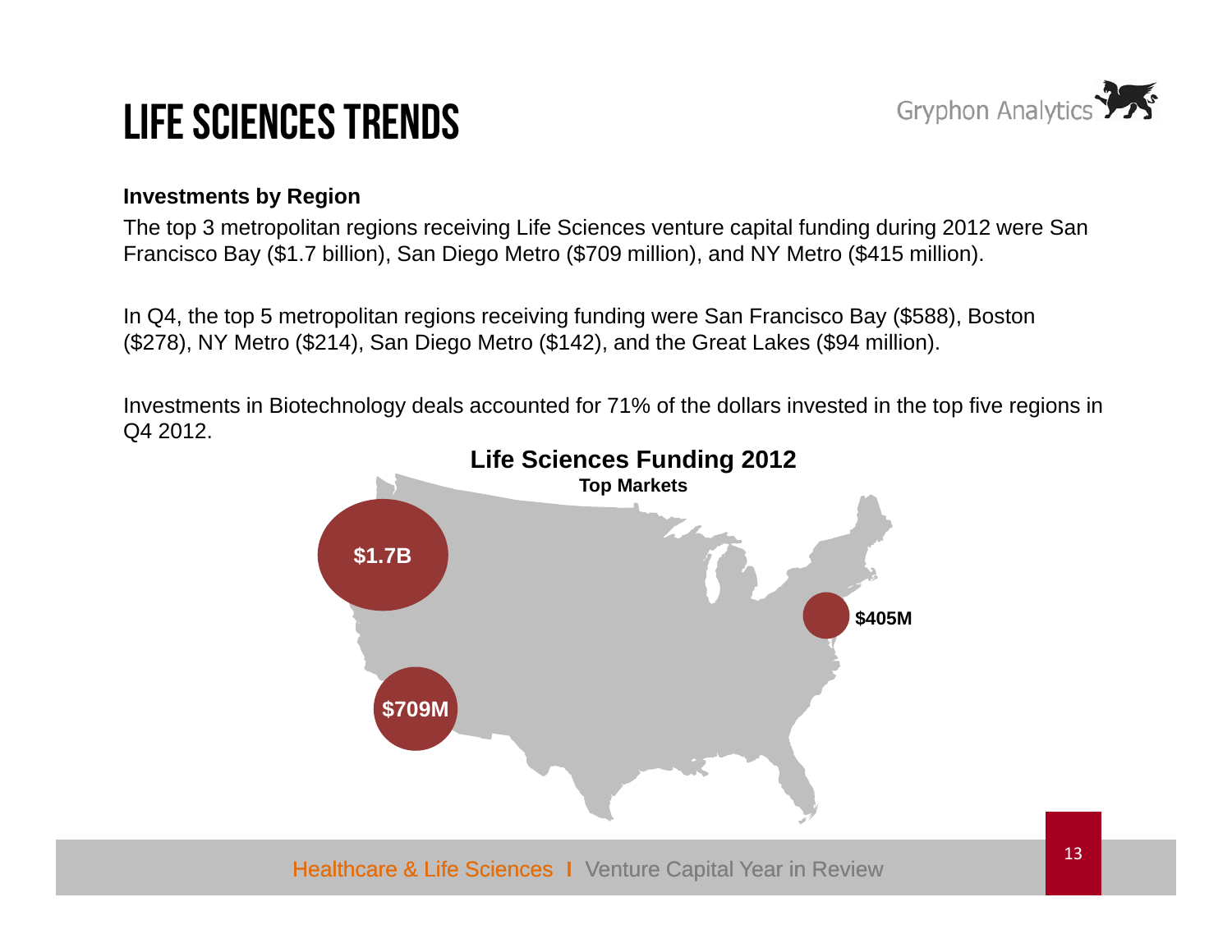# LIFE SCIENCES TRENDS

**Investments by Region**

The top 3 metropolitan regions receiving Life Sciences venture capital funding during 2012 were San Francisco Bay ($1.7 billion), San Diego Metro ($709 million), and NY Metro ($415 million).

In Q4, the top 5 metropolitan regions receiving funding were San Francisco Bay ($588), Boston ($278), NY Metro ($214), San Diego Metro ($142), and the Great Lakes ($94 million).

Investments in Biotechnology deals accounted for 71% of the dollars invested in the top five regions in Q4 2012.

**Life Sciences Funding 2012**

**Top Markets**

$1.7B

$709M

$405M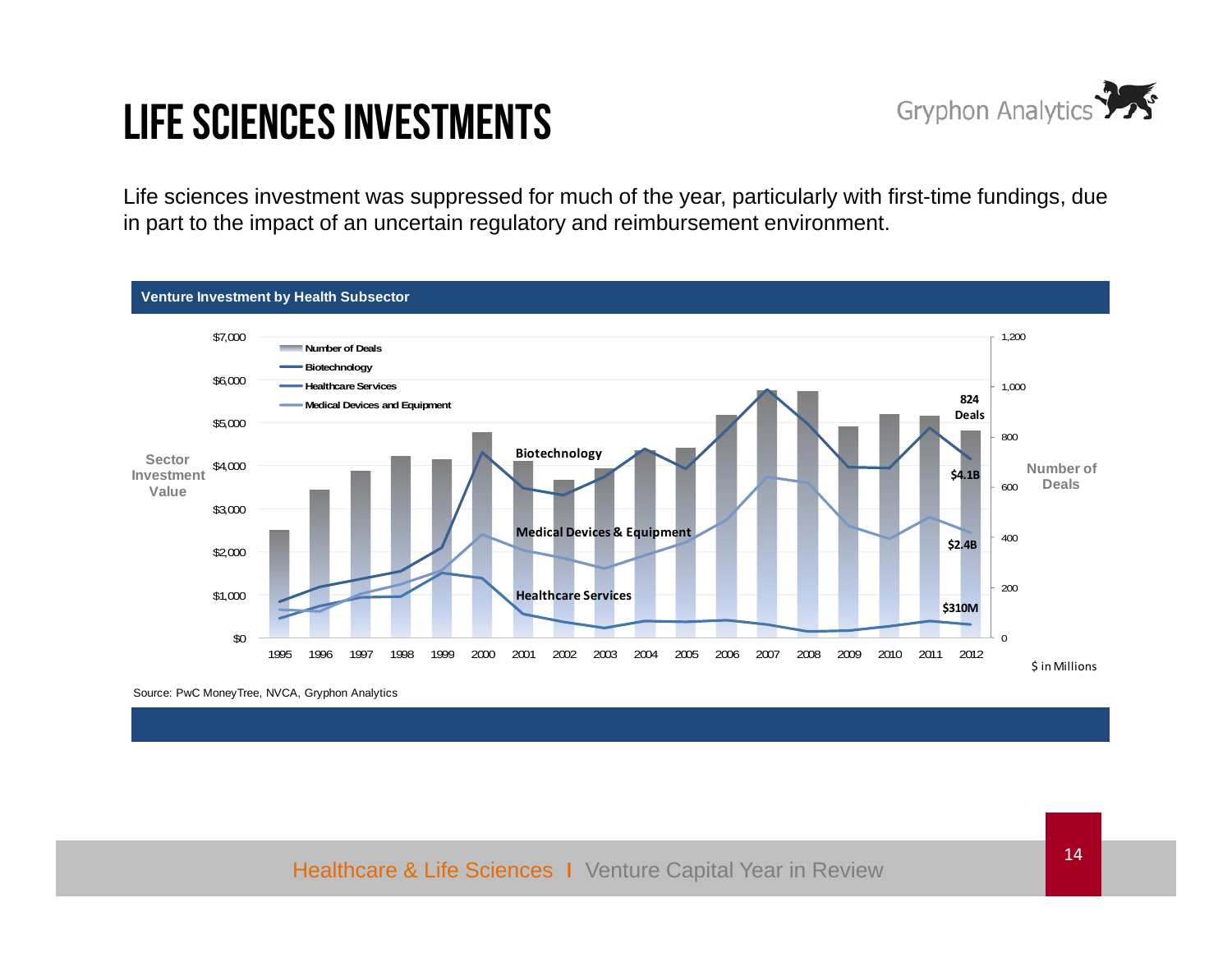# LIFE SCIENCES INVESTMENTS

Life sciences investment was suppressed for much of the year, particularly with first-time fundings, due in part to the impact of an uncertain regulatory and reimbursement environment.

**Venture Investment by Health Subsector**

Source: PwC MoneyTree, NVCA, Gryphon Analytics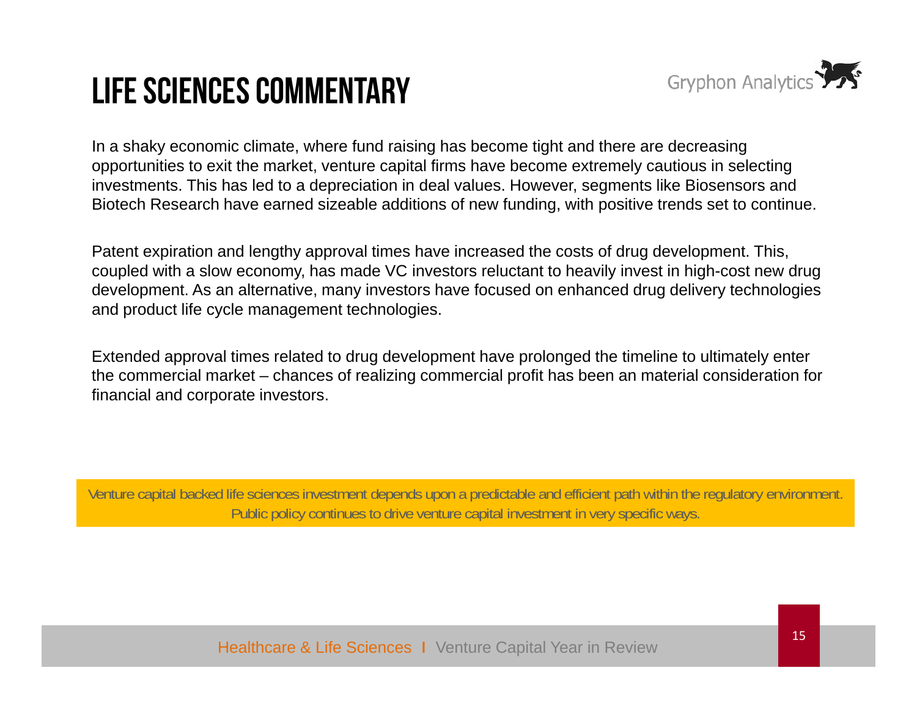# LIFE SCIENCES COMMENTARY

In a shaky economic climate, where fund raising has become tight and there are decreasing opportunities to exit the market, venture capital firms have become extremely cautious in selecting investments. This has led to a depreciation in deal values. However, segments like Biosensors and Biotech Research have earned sizeable additions of new funding, with positive trends set to continue.

Patent expiration and lengthy approval times have increased the costs of drug development. This, coupled with a slow economy, has made VC investors reluctant to heavily invest in high-cost new drug development. As an alternative, many investors have focused on enhanced drug delivery technologies and product life cycle management technologies.

Extended approval times related to drug development have prolonged the timeline to ultimately enter the commercial market – chances of realizing commercial profit has been an material consideration for financial and corporate investors.

Venture capital backed life sciences investment depends upon a predictable and efficient path within the regulatory environment. Public policy continues to drive venture capital investment in very specific ways.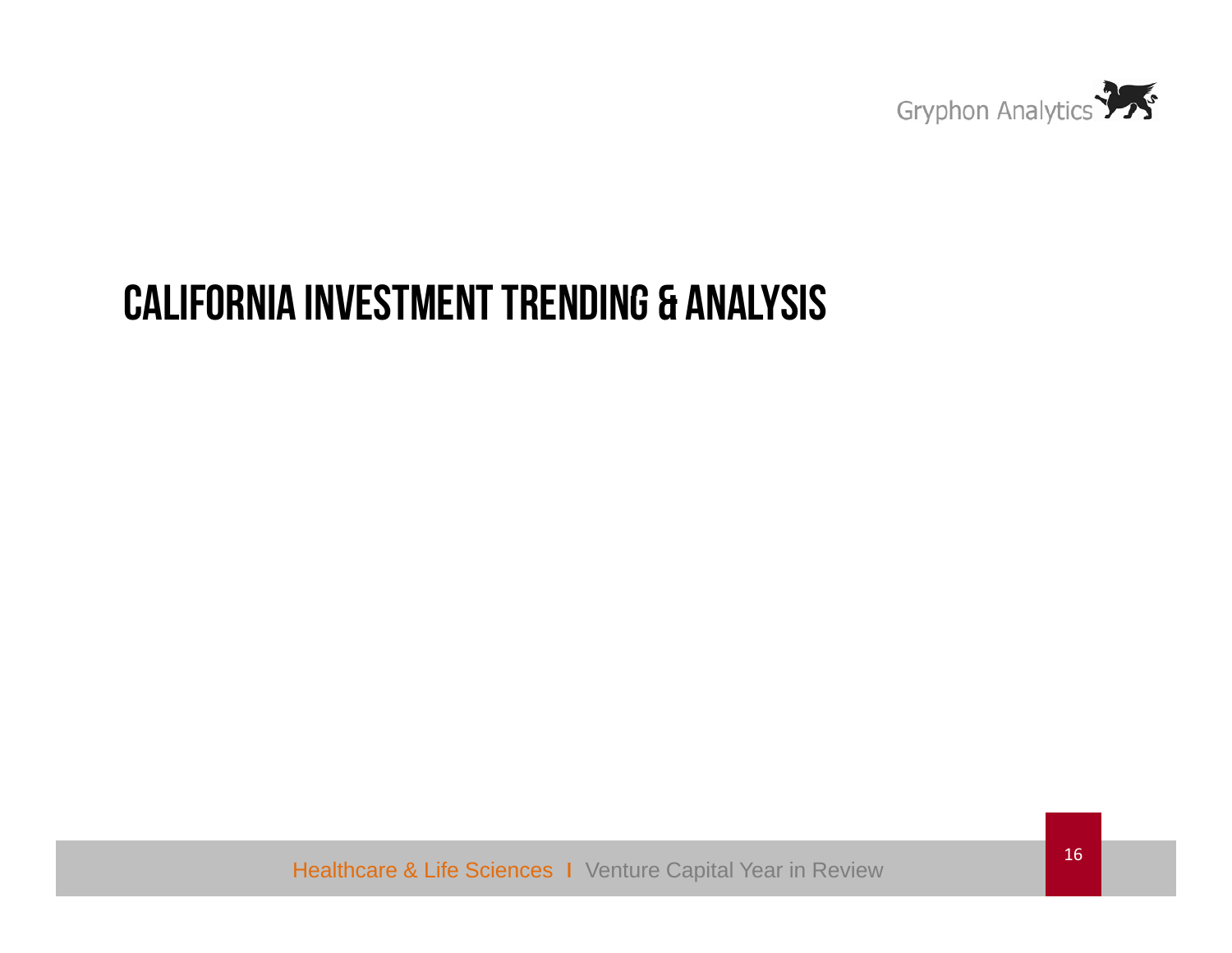# CALIFORNIA INVESTMENT TRENDING & ANALYSIS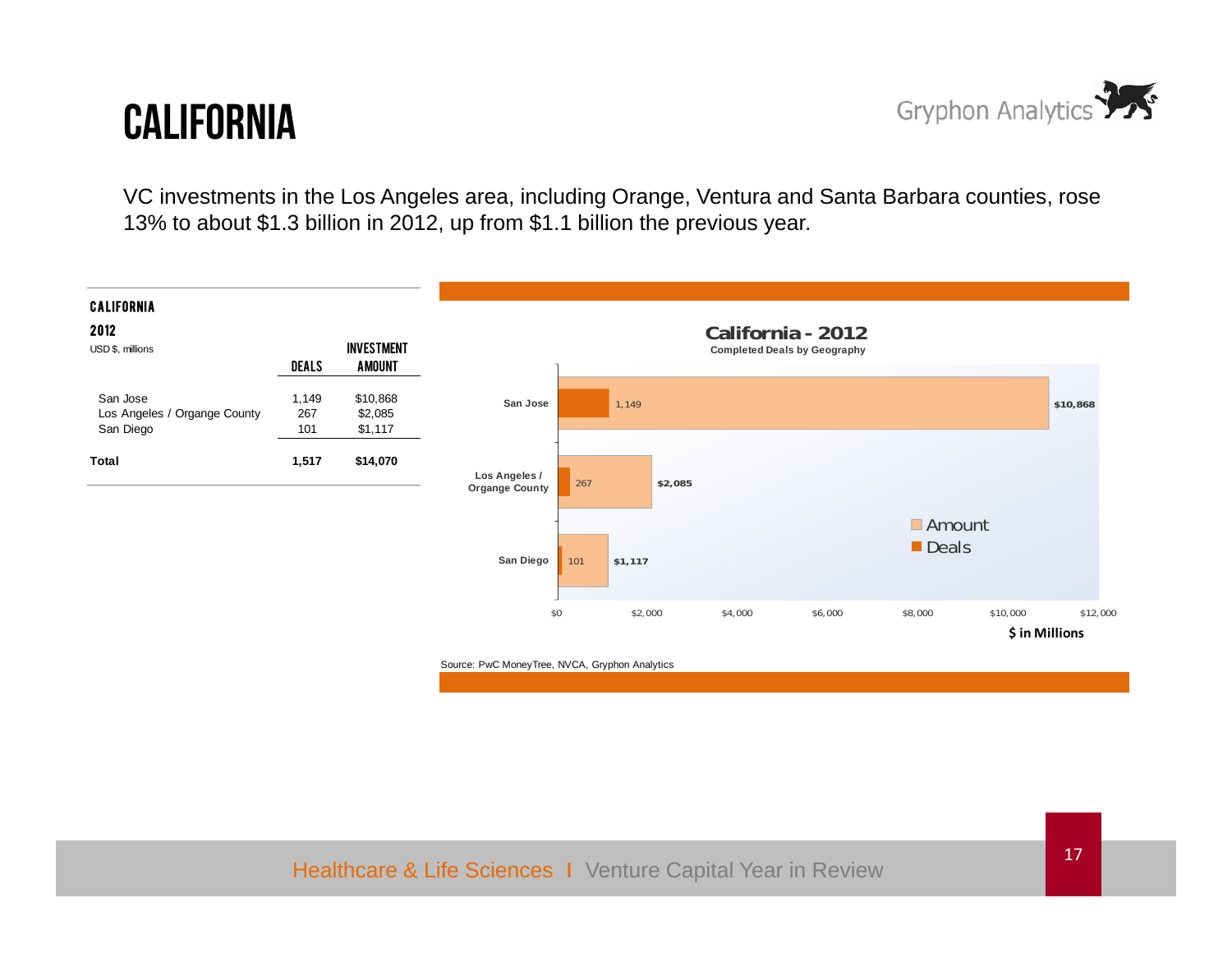# CALIFORNIA

VC investments in the Los Angeles area, including Orange, Ventura and Santa Barbara counties, rose 13% to about $1.3 billion in 2012, up from $1.1 billion the previous year.

**CALIFORNIA**

**2012**

USD $, millions

| | DEALS | INVESTMENT AMOUNT |
|---|---|---|
| San Jose | 1,149 | $10,868 |
| Los Angeles / Organge County | 267 | $2,085 |
| San Diego | 101 | $1,117 |
| **Total** | **1,517** | **$14,070** |

**California - 2012**

**Completed Deals by Geography**

| | Deals | Amount |
|---|---|---|
| San Jose | 1,149 | $10,868 |
| Los Angeles / Organge County | 267 | $2,085 |
| San Diego | 101 | $1,117 |

$ in Millions

Source: PwC MoneyTree, NVCA, Gryphon Analytics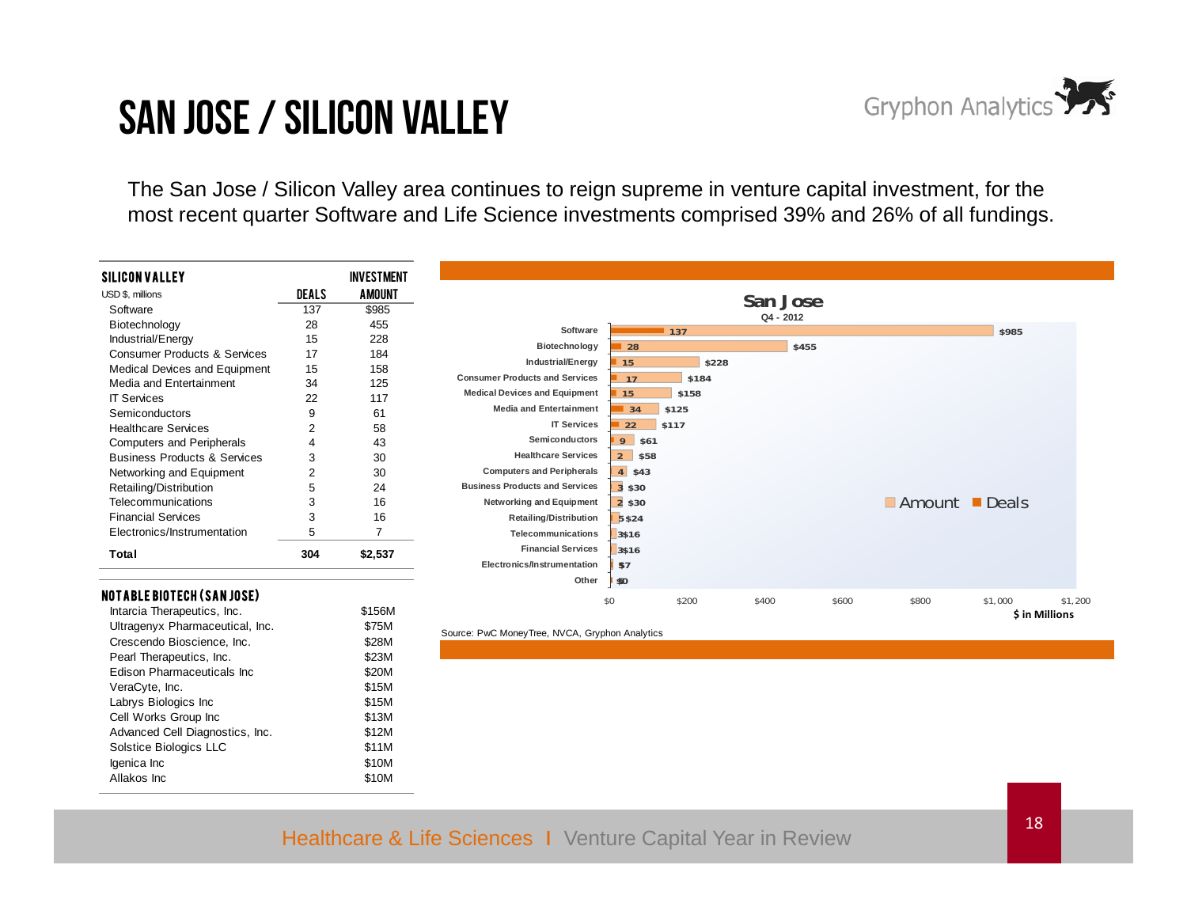# SAN JOSE / SILICON VALLEY

The San Jose / Silicon Valley area continues to reign supreme in venture capital investment, for the most recent quarter Software and Life Science investments comprised 39% and 26% of all fundings.

| SILICON VALLEY<br>USD $, millions | DEALS | INVESTMENT AMOUNT |
|---|---|---|
| Software | 137 | $985 |
| Biotechnology | 28 | 455 |
| Industrial/Energy | 15 | 228 |
| Consumer Products & Services | 17 | 184 |
| Medical Devices and Equipment | 15 | 158 |
| Media and Entertainment | 34 | 125 |
| IT Services | 22 | 117 |
| Semiconductors | 9 | 61 |
| Healthcare Services | 2 | 58 |
| Computers and Peripherals | 4 | 43 |
| Business Products & Services | 3 | 30 |
| Networking and Equipment | 2 | 30 |
| Retailing/Distribution | 5 | 24 |
| Telecommunications | 3 | 16 |
| Financial Services | 3 | 16 |
| Electronics/Instrumentation | 5 | 7 |
| **Total** | **304** | **$2,537** |

### NOTABLE BIOTECH (SAN JOSE)

| Company | Amount |
|---|---|
| Intarcia Therapeutics, Inc. | $156M |
| Ultragenyx Pharmaceutical, Inc. | $75M |
| Crescendo Bioscience, Inc. | $28M |
| Pearl Therapeutics, Inc. | $23M |
| Edison Pharmaceuticals Inc | $20M |
| VeraCyte, Inc. | $15M |
| Labrys Biologics Inc | $15M |
| Cell Works Group Inc | $13M |
| Advanced Cell Diagnostics, Inc. | $12M |
| Solstice Biologics LLC | $11M |
| Igenica Inc | $10M |
| Allakos Inc | $10M |

**San Jose**
Q4 - 2012

| Sector | Deals | Amount ($ in Millions) |
|---|---|---|
| Software | 137 | $985 |
| Biotechnology | 28 | $455 |
| Industrial/Energy | 15 | $228 |
| Consumer Products and Services | 17 | $184 |
| Medical Devices and Equipment | 15 | $158 |
| Media and Entertainment | 34 | $125 |
| IT Services | 22 | $117 |
| Semiconductors | 9 | $61 |
| Healthcare Services | 2 | $58 |
| Computers and Peripherals | 4 | $43 |
| Business Products and Services | 3 | $30 |
| Networking and Equipment | 2 | $30 |
| Retailing/Distribution | 5 | $24 |
| Telecommunications | 3 | $16 |
| Financial Services | 3 | $16 |
| Electronics/Instrumentation | | $7 |
| Other | | $0 |

Source: PwC MoneyTree, NVCA, Gryphon Analytics

Healthcare & Life Sciences I Venture Capital Year in Review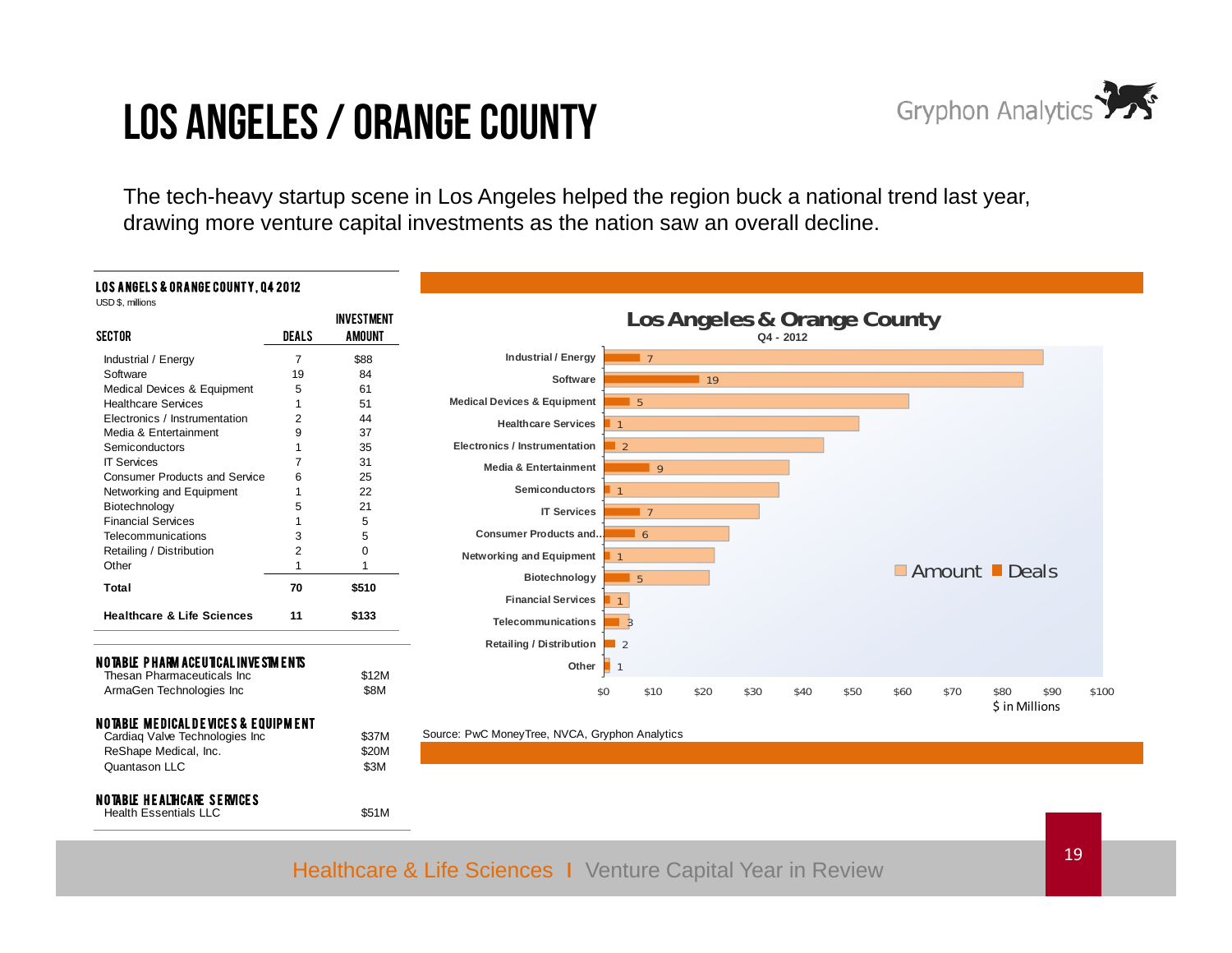# LOS ANGELES / ORANGE COUNTY

The tech-heavy startup scene in Los Angeles helped the region buck a national trend last year, drawing more venture capital investments as the nation saw an overall decline.

**LOS ANGELS & ORANGE COUNTY, Q4 2012**

USD $, millions

| SECTOR | DEALS | INVESTMENT AMOUNT |
|---|---|---|
| Industrial / Energy | 7 | $88 |
| Software | 19 | 84 |
| Medical Devices & Equipment | 5 | 61 |
| Healthcare Services | 1 | 51 |
| Electronics / Instrumentation | 2 | 44 |
| Media & Entertainment | 9 | 37 |
| Semiconductors | 1 | 35 |
| IT Services | 7 | 31 |
| Consumer Products and Service | 6 | 25 |
| Networking and Equipment | 1 | 22 |
| Biotechnology | 5 | 21 |
| Financial Services | 1 | 5 |
| Telecommunications | 3 | 5 |
| Retailing / Distribution | 2 | 0 |
| Other | 1 | 1 |
| **Total** | **70** | **$510** |
| **Healthcare & Life Sciences** | **11** | **$133** |

**NOTABLE PHARMACEUTICAL INVESTMENTS**

| Company | Amount |
|---|---|
| Thesan Pharmaceuticals Inc | $12M |
| ArmaGen Technologies Inc | $8M |

**NOTABLE MEDICAL DEVICES & EQUIPMENT**

| Company | Amount |
|---|---|
| Cardiaq Valve Technologies Inc | $37M |
| ReShape Medical, Inc. | $20M |
| Quantason LLC | $3M |

**NOTABLE HEALTHCARE SERVICES**

| Company | Amount |
|---|---|
| Health Essentials LLC | $51M |

**Los Angeles & Orange County**
Q4 - 2012

| Sector | Amount ($ in Millions) | Deals |
|---|---|---|
| Industrial / Energy | 88 | 7 |
| Software | 84 | 19 |
| Medical Devices & Equipment | 61 | 5 |
| Healthcare Services | 51 | 1 |
| Electronics / Instrumentation | 44 | 2 |
| Media & Entertainment | 37 | 9 |
| Semiconductors | 35 | 1 |
| IT Services | 31 | 7 |
| Consumer Products and... | 25 | 6 |
| Networking and Equipment | 22 | 1 |
| Biotechnology | 21 | 5 |
| Financial Services | 5 | 1 |
| Telecommunications | 5 | 3 |
| Retailing / Distribution | 0 | 2 |
| Other | 1 | 1 |

Source: PwC MoneyTree, NVCA, Gryphon Analytics

Healthcare & Life Sciences I Venture Capital Year in Review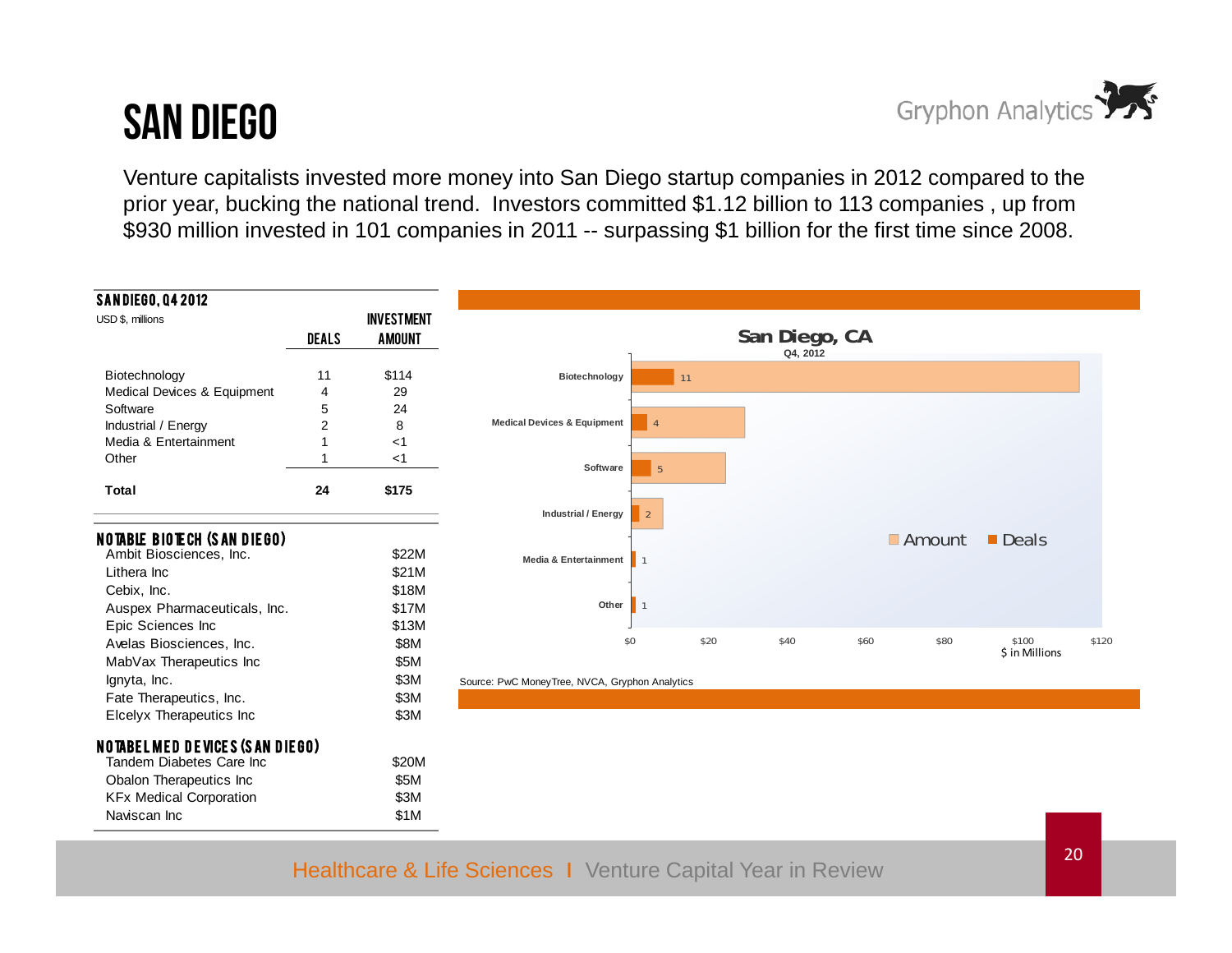# SAN DIEGO

Venture capitalists invested more money into San Diego startup companies in 2012 compared to the prior year, bucking the national trend. Investors committed $1.12 billion to 113 companies , up from $930 million invested in 101 companies in 2011 -- surpassing $1 billion for the first time since 2008.

**SAN DIEGO, Q4 2012**

USD $, millions

| | DEALS | INVESTMENT AMOUNT |
|---|---|---|
| Biotechnology | 11 | $114 |
| Medical Devices & Equipment | 4 | 29 |
| Software | 5 | 24 |
| Industrial / Energy | 2 | 8 |
| Media & Entertainment | 1 | <1 |
| Other | 1 | <1 |
| **Total** | **24** | **$175** |

**NOTABLE BIOTECH (SAN DIEGO)**

| Company | Amount |
|---|---|
| Ambit Biosciences, Inc. | $22M |
| Lithera Inc | $21M |
| Cebix, Inc. | $18M |
| Auspex Pharmaceuticals, Inc. | $17M |
| Epic Sciences Inc | $13M |
| Avelas Biosciences, Inc. | $8M |
| MabVax Therapeutics Inc | $5M |
| Ignyta, Inc. | $3M |
| Fate Therapeutics, Inc. | $3M |
| Elcelyx Therapeutics Inc | $3M |

**NOTABLE MED DEVICES (SAN DIEGO)**

| Company | Amount |
|---|---|
| Tandem Diabetes Care Inc | $20M |
| Obalon Therapeutics Inc | $5M |
| KFx Medical Corporation | $3M |
| Naviscan Inc | $1M |

**San Diego, CA**
Q4, 2012

| Sector | Deals | Amount ($ in Millions) |
|---|---|---|
| Biotechnology | 11 | 114 |
| Medical Devices & Equipment | 4 | 29 |
| Software | 5 | 24 |
| Industrial / Energy | 2 | 8 |
| Media & Entertainment | 1 | <1 |
| Other | 1 | <1 |

Source: PwC MoneyTree, NVCA, Gryphon Analytics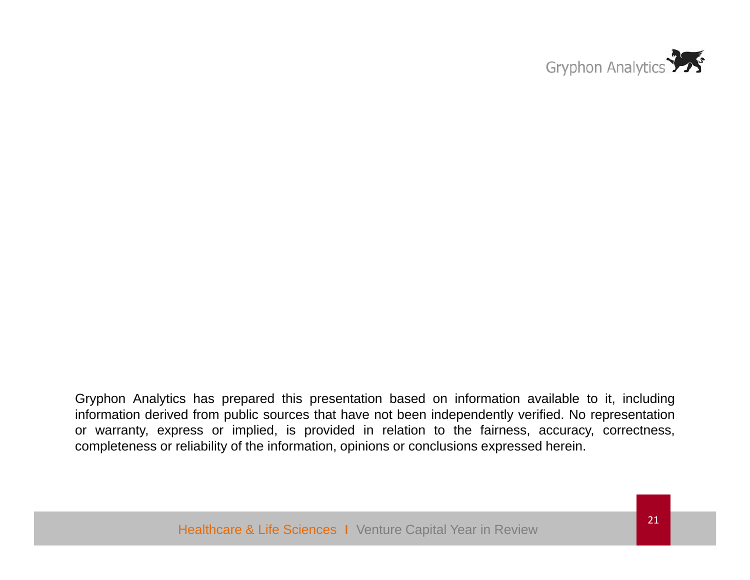Gryphon Analytics has prepared this presentation based on information available to it, including information derived from public sources that have not been independently verified. No representation or warranty, express or implied, is provided in relation to the fairness, accuracy, correctness, completeness or reliability of the information, opinions or conclusions expressed herein.